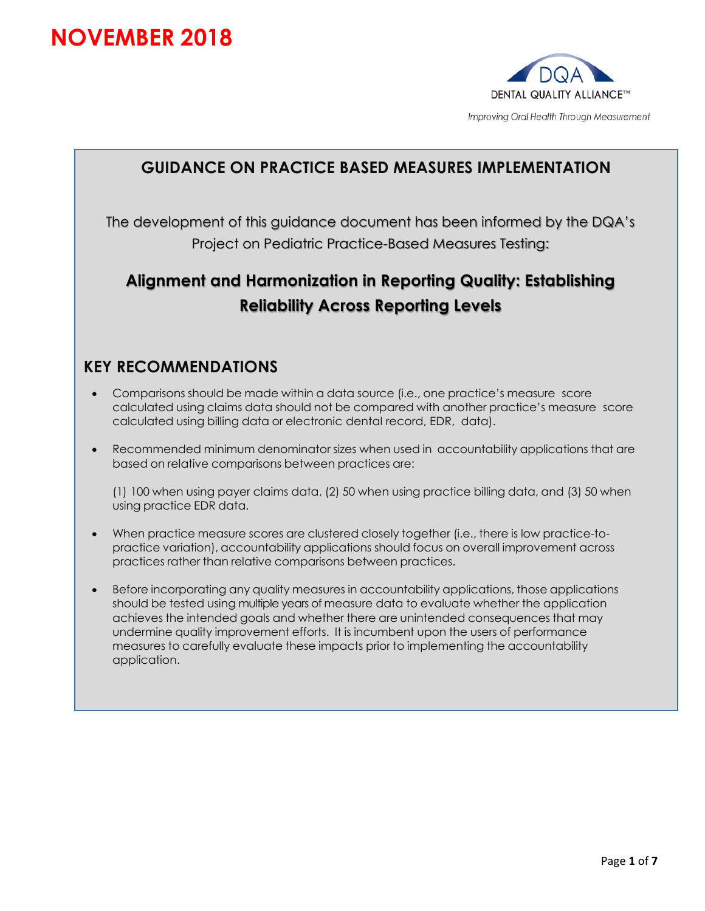# NOVEMBER 2018

DQA
DENTAL QUALITY ALLIANCE™

*Improving Oral Health Through Measurement*

## GUIDANCE ON PRACTICE BASED MEASURES IMPLEMENTATION

The development of this guidance document has been informed by the DQA's Project on Pediatric Practice-Based Measures Testing:

**Alignment and Harmonization in Reporting Quality: Establishing Reliability Across Reporting Levels**

## KEY RECOMMENDATIONS

- Comparisons should be made within a data source (i.e., one practice's measure score calculated using claims data should not be compared with another practice's measure score calculated using billing data or electronic dental record, EDR, data).
- Recommended minimum denominator sizes when used in accountability applications that are based on relative comparisons between practices are:

  (1) 100 when using payer claims data, (2) 50 when using practice billing data, and (3) 50 when using practice EDR data.
- When practice measure scores are clustered closely together (i.e., there is low practice-to-practice variation), accountability applications should focus on overall improvement across practices rather than relative comparisons between practices.
- Before incorporating any quality measures in accountability applications, those applications should be tested using multiple years of measure data to evaluate whether the application achieves the intended goals and whether there are unintended consequences that may undermine quality improvement efforts. It is incumbent upon the users of performance measures to carefully evaluate these impacts prior to implementing the accountability application.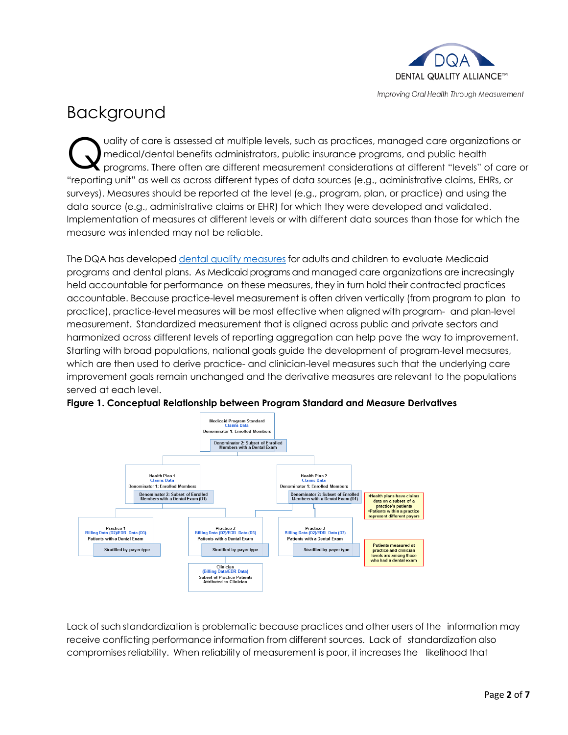# Background

Quality of care is assessed at multiple levels, such as practices, managed care organizations or medical/dental benefits administrators, public insurance programs, and public health programs. There often are different measurement considerations at different "levels" of care or "reporting unit" as well as across different types of data sources (e.g., administrative claims, EHRs, or surveys). Measures should be reported at the level (e.g., program, plan, or practice) and using the data source (e.g., administrative claims or EHR) for which they were developed and validated. Implementation of measures at different levels or with different data sources than those for which the measure was intended may not be reliable.

The DQA has developed [dental quality measures](dental quality measures) for adults and children to evaluate Medicaid programs and dental plans. As Medicaid programs and managed care organizations are increasingly held accountable for performance on these measures, they in turn hold their contracted practices accountable. Because practice-level measurement is often driven vertically (from program to plan to practice), practice-level measures will be most effective when aligned with program- and plan-level measurement. Standardized measurement that is aligned across public and private sectors and harmonized across different levels of reporting aggregation can help pave the way to improvement. Starting with broad populations, national goals guide the development of program-level measures, which are then used to derive practice- and clinician-level measures such that the underlying care improvement goals remain unchanged and the derivative measures are relevant to the populations served at each level.

**Figure 1. Conceptual Relationship between Program Standard and Measure Derivatives**

- Medicaid Program Standard – Claims Data – Denominator 1: Enrolled Members – Denominator 2: Subset of Enrolled Members with a Dental Exam
  - Health Plan 1 – Claims Data – Denominator 1: Enrolled Members – Denominator 2: Subset of Enrolled Members with a Dental Exam (D1)
    - Practice 1 – Billing Data (D2)/EDR Data (D3) – Patients with a Dental Exam – Stratified by payer type
    - Practice 2 – Billing Data (D2)/EDR Data (D3) – Patients with a Dental Exam – Stratified by payer type
      - Clinician – (Billing Data/EDR Data) – Subset of Practice Patients Attributed to Clinician
  - Health Plan 2 – Claims Data – Denominator 1: Enrolled Members – Denominator 2: Subset of Enrolled Members with a Dental Exam (D1)
    - Practice 2
    - Practice 3 – Billing Data (D2)/EDR Data (D3) – Patients with a Dental Exam – Stratified by payer type

Notes: •Health plans have claims data on a subset of a practice's patients •Patients within a practice represent different payers

Patients measured at practice and clinician levels are among those who had a dental exam

Lack of such standardization is problematic because practices and other users of the information may receive conflicting performance information from different sources. Lack of standardization also compromises reliability. When reliability of measurement is poor, it increases the likelihood that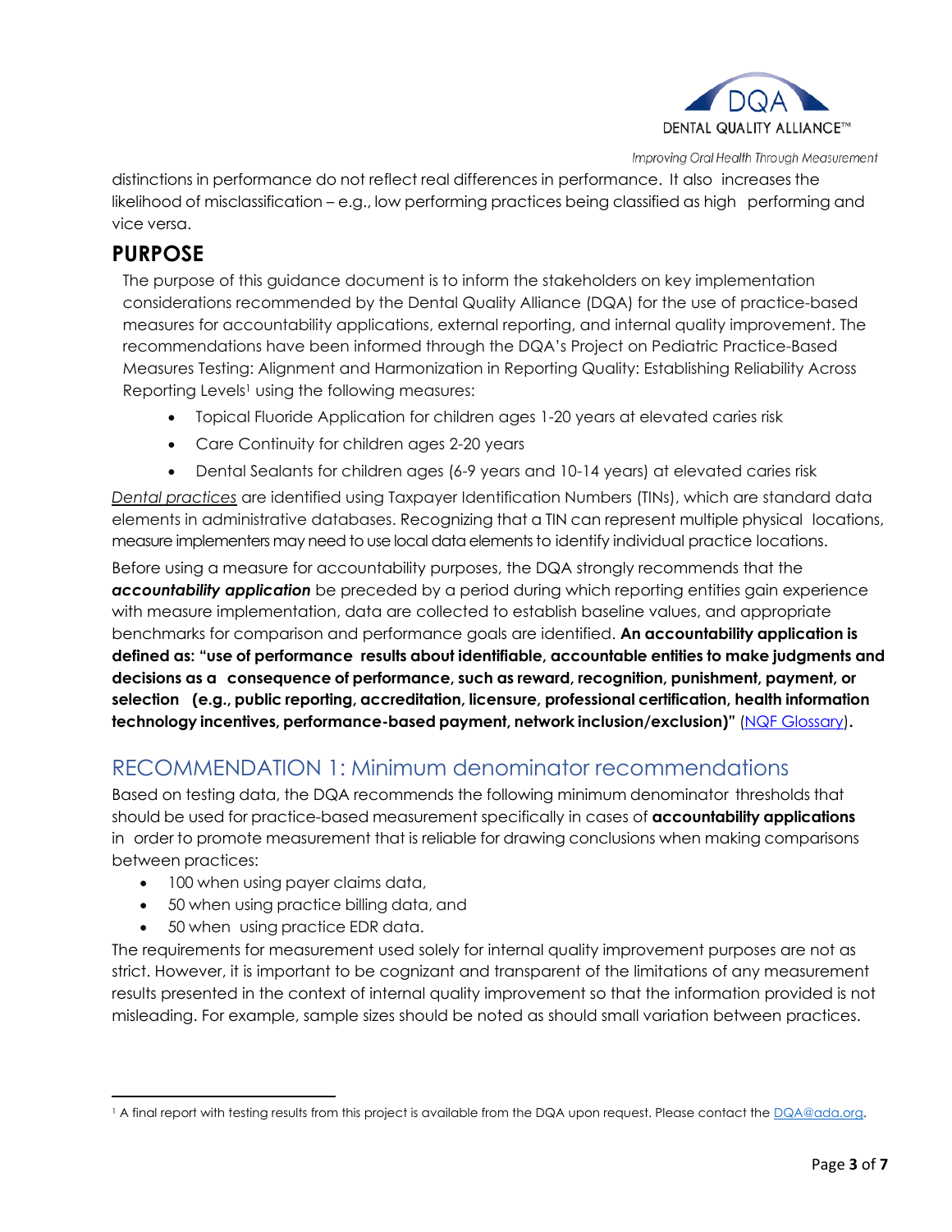distinctions in performance do not reflect real differences in performance. It also increases the likelihood of misclassification – e.g., low performing practices being classified as high performing and vice versa.

## PURPOSE

The purpose of this guidance document is to inform the stakeholders on key implementation considerations recommended by the Dental Quality Alliance (DQA) for the use of practice-based measures for accountability applications, external reporting, and internal quality improvement. The recommendations have been informed through the DQA's Project on Pediatric Practice-Based Measures Testing: Alignment and Harmonization in Reporting Quality: Establishing Reliability Across Reporting Levels[1] using the following measures:

- Topical Fluoride Application for children ages 1-20 years at elevated caries risk
- Care Continuity for children ages 2-20 years
- Dental Sealants for children ages (6-9 years and 10-14 years) at elevated caries risk

*Dental practices* are identified using Taxpayer Identification Numbers (TINs), which are standard data elements in administrative databases. Recognizing that a TIN can represent multiple physical locations, measure implementers may need to use local data elements to identify individual practice locations.

Before using a measure for accountability purposes, the DQA strongly recommends that the ***accountability application*** be preceded by a period during which reporting entities gain experience with measure implementation, data are collected to establish baseline values, and appropriate benchmarks for comparison and performance goals are identified. **An accountability application is defined as: "use of performance results about identifiable, accountable entities to make judgments and decisions as a consequence of performance, such as reward, recognition, punishment, payment, or selection (e.g., public reporting, accreditation, licensure, professional certification, health information technology incentives, performance-based payment, network inclusion/exclusion)"** (NQF Glossary)**.**

## RECOMMENDATION 1: Minimum denominator recommendations

Based on testing data, the DQA recommends the following minimum denominator thresholds that should be used for practice-based measurement specifically in cases of **accountability applications** in order to promote measurement that is reliable for drawing conclusions when making comparisons between practices:

- 100 when using payer claims data,
- 50 when using practice billing data, and
- 50 when using practice EDR data.

The requirements for measurement used solely for internal quality improvement purposes are not as strict. However, it is important to be cognizant and transparent of the limitations of any measurement results presented in the context of internal quality improvement so that the information provided is not misleading. For example, sample sizes should be noted as should small variation between practices.

[1] A final report with testing results from this project is available from the DQA upon request. Please contact the DQA@ada.org.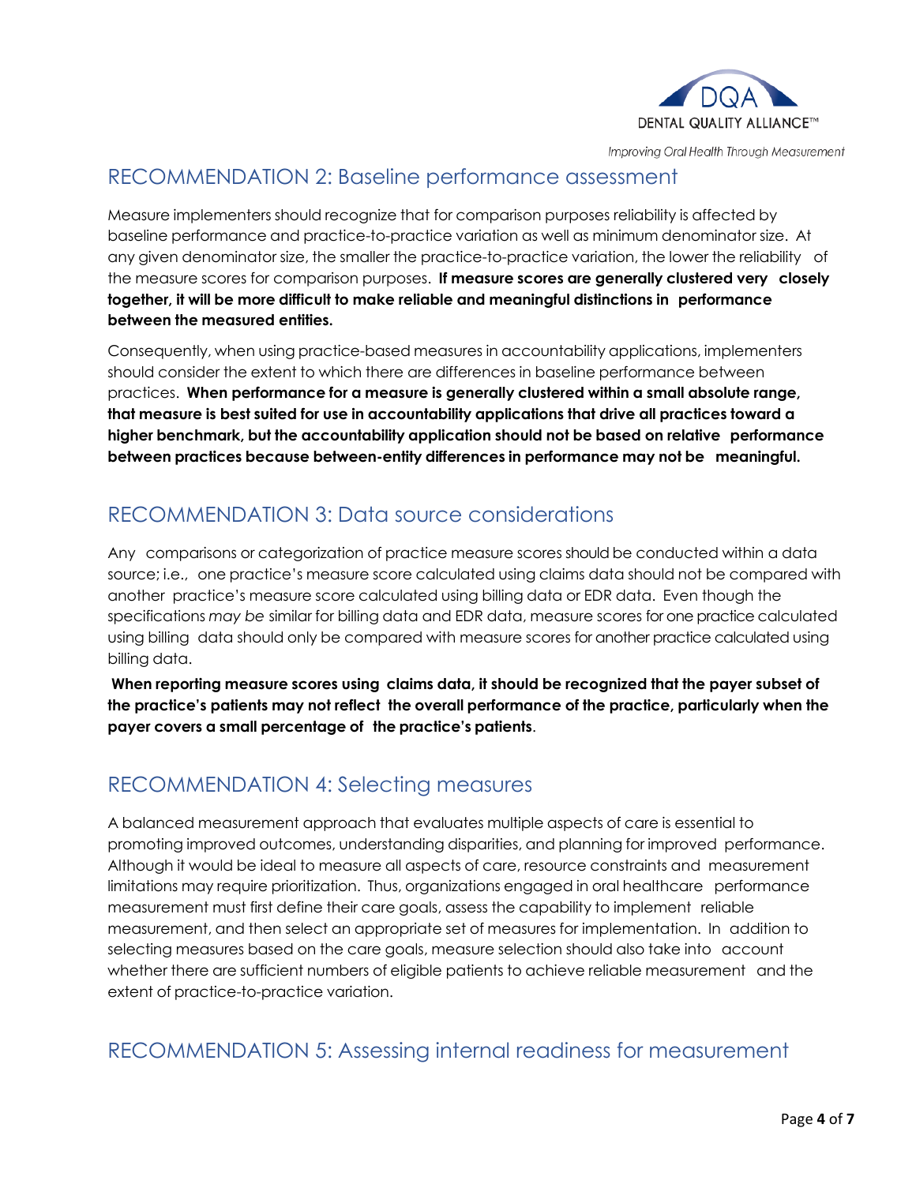## RECOMMENDATION 2: Baseline performance assessment

Measure implementers should recognize that for comparison purposes reliability is affected by baseline performance and practice-to-practice variation as well as minimum denominator size. At any given denominator size, the smaller the practice-to-practice variation, the lower the reliability of the measure scores for comparison purposes. **If measure scores are generally clustered very closely together, it will be more difficult to make reliable and meaningful distinctions in performance between the measured entities.**

Consequently, when using practice-based measures in accountability applications, implementers should consider the extent to which there are differences in baseline performance between practices. **When performance for a measure is generally clustered within a small absolute range, that measure is best suited for use in accountability applications that drive all practices toward a higher benchmark, but the accountability application should not be based on relative performance between practices because between-entity differences in performance may not be meaningful.**

## RECOMMENDATION 3: Data source considerations

Any comparisons or categorization of practice measure scores should be conducted within a data source; i.e., one practice's measure score calculated using claims data should not be compared with another practice's measure score calculated using billing data or EDR data. Even though the specifications *may be* similar for billing data and EDR data, measure scores for one practice calculated using billing data should only be compared with measure scores for another practice calculated using billing data.

**When reporting measure scores using claims data, it should be recognized that the payer subset of the practice's patients may not reflect the overall performance of the practice, particularly when the payer covers a small percentage of the practice's patients**.

## RECOMMENDATION 4: Selecting measures

A balanced measurement approach that evaluates multiple aspects of care is essential to promoting improved outcomes, understanding disparities, and planning for improved performance. Although it would be ideal to measure all aspects of care, resource constraints and measurement limitations may require prioritization. Thus, organizations engaged in oral healthcare performance measurement must first define their care goals, assess the capability to implement reliable measurement, and then select an appropriate set of measures for implementation. In addition to selecting measures based on the care goals, measure selection should also take into account whether there are sufficient numbers of eligible patients to achieve reliable measurement and the extent of practice-to-practice variation.

## RECOMMENDATION 5: Assessing internal readiness for measurement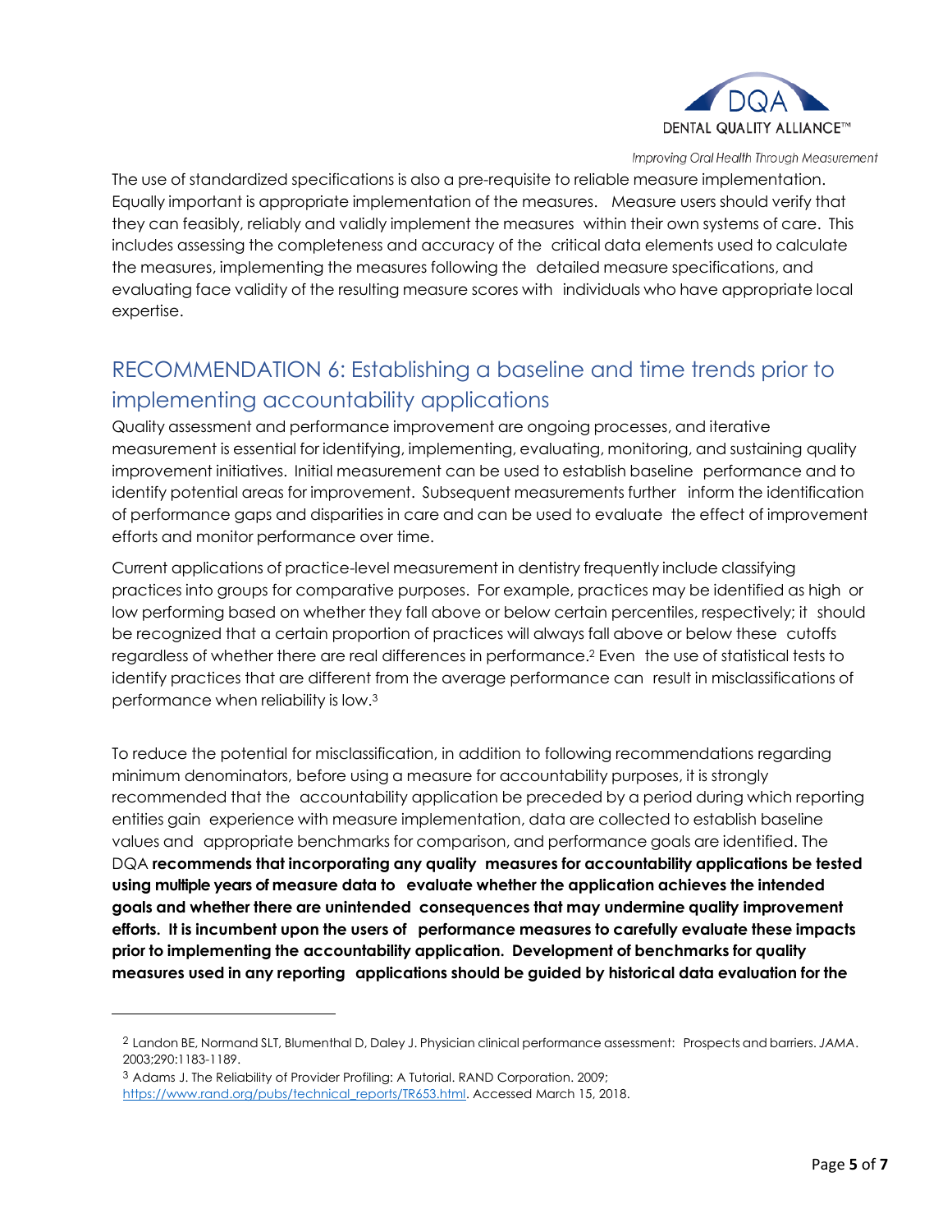The use of standardized specifications is also a pre-requisite to reliable measure implementation. Equally important is appropriate implementation of the measures. Measure users should verify that they can feasibly, reliably and validly implement the measures within their own systems of care. This includes assessing the completeness and accuracy of the critical data elements used to calculate the measures, implementing the measures following the detailed measure specifications, and evaluating face validity of the resulting measure scores with individuals who have appropriate local expertise.

## RECOMMENDATION 6: Establishing a baseline and time trends prior to implementing accountability applications

Quality assessment and performance improvement are ongoing processes, and iterative measurement is essential for identifying, implementing, evaluating, monitoring, and sustaining quality improvement initiatives. Initial measurement can be used to establish baseline performance and to identify potential areas for improvement. Subsequent measurements further inform the identification of performance gaps and disparities in care and can be used to evaluate the effect of improvement efforts and monitor performance over time.

Current applications of practice-level measurement in dentistry frequently include classifying practices into groups for comparative purposes. For example, practices may be identified as high or low performing based on whether they fall above or below certain percentiles, respectively; it should be recognized that a certain proportion of practices will always fall above or below these cutoffs regardless of whether there are real differences in performance.[2] Even the use of statistical tests to identify practices that are different from the average performance can result in misclassifications of performance when reliability is low.[3]

To reduce the potential for misclassification, in addition to following recommendations regarding minimum denominators, before using a measure for accountability purposes, it is strongly recommended that the accountability application be preceded by a period during which reporting entities gain experience with measure implementation, data are collected to establish baseline values and appropriate benchmarks for comparison, and performance goals are identified. The DQA **recommends that incorporating any quality measures for accountability applications be tested using multiple years of measure data to evaluate whether the application achieves the intended goals and whether there are unintended consequences that may undermine quality improvement efforts. It is incumbent upon the users of performance measures to carefully evaluate these impacts prior to implementing the accountability application. Development of benchmarks for quality measures used in any reporting applications should be guided by historical data evaluation for the**

---

[2] Landon BE, Normand SLT, Blumenthal D, Daley J. Physician clinical performance assessment: Prospects and barriers. *JAMA*. 2003;290:1183-1189.

[3] Adams J. The Reliability of Provider Profiling: A Tutorial. RAND Corporation. 2009; https://www.rand.org/pubs/technical_reports/TR653.html. Accessed March 15, 2018.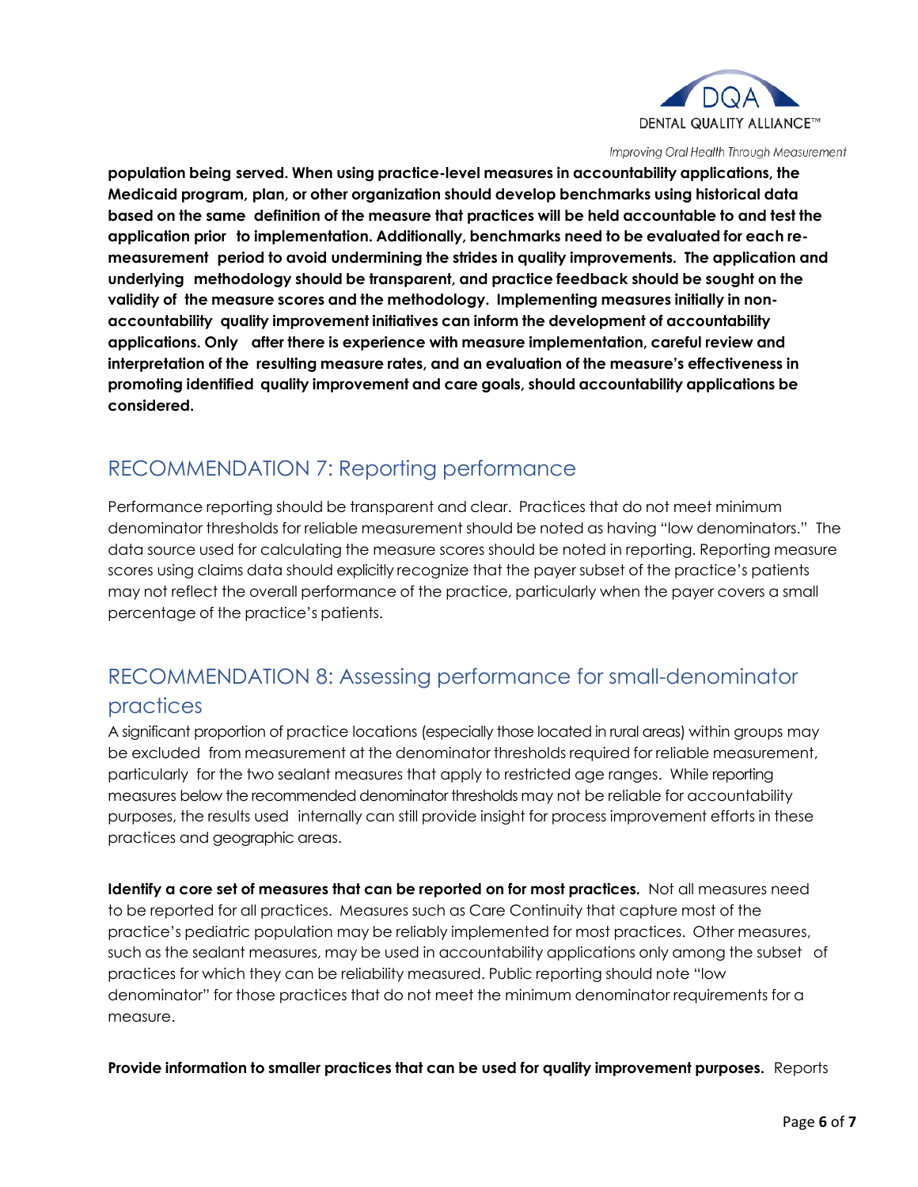**population being served. When using practice-level measures in accountability applications, the Medicaid program, plan, or other organization should develop benchmarks using historical data based on the same definition of the measure that practices will be held accountable to and test the application prior to implementation. Additionally, benchmarks need to be evaluated for each re-measurement period to avoid undermining the strides in quality improvements. The application and underlying methodology should be transparent, and practice feedback should be sought on the validity of the measure scores and the methodology. Implementing measures initially in non-accountability quality improvement initiatives can inform the development of accountability applications. Only after there is experience with measure implementation, careful review and interpretation of the resulting measure rates, and an evaluation of the measure's effectiveness in promoting identified quality improvement and care goals, should accountability applications be considered.**

## RECOMMENDATION 7: Reporting performance

Performance reporting should be transparent and clear. Practices that do not meet minimum denominator thresholds for reliable measurement should be noted as having "low denominators." The data source used for calculating the measure scores should be noted in reporting. Reporting measure scores using claims data should explicitly recognize that the payer subset of the practice's patients may not reflect the overall performance of the practice, particularly when the payer covers a small percentage of the practice's patients.

## RECOMMENDATION 8: Assessing performance for small-denominator practices

A significant proportion of practice locations (especially those located in rural areas) within groups may be excluded from measurement at the denominator thresholds required for reliable measurement, particularly for the two sealant measures that apply to restricted age ranges. While reporting measures below the recommended denominator thresholds may not be reliable for accountability purposes, the results used internally can still provide insight for process improvement efforts in these practices and geographic areas.

**Identify a core set of measures that can be reported on for most practices.** Not all measures need to be reported for all practices. Measures such as Care Continuity that capture most of the practice's pediatric population may be reliably implemented for most practices. Other measures, such as the sealant measures, may be used in accountability applications only among the subset of practices for which they can be reliability measured. Public reporting should note "low denominator" for those practices that do not meet the minimum denominator requirements for a measure.

**Provide information to smaller practices that can be used for quality improvement purposes.** Reports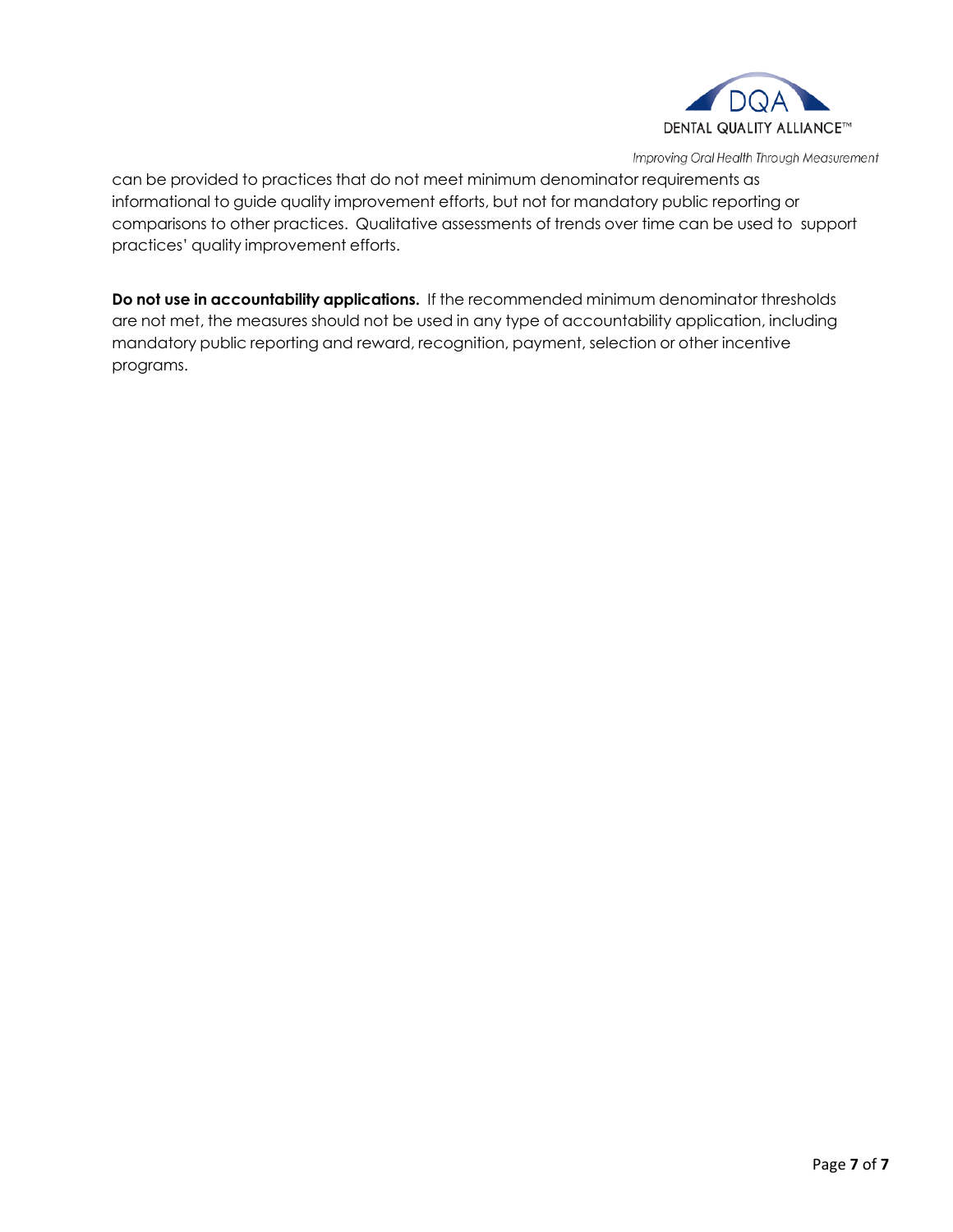can be provided to practices that do not meet minimum denominator requirements as informational to guide quality improvement efforts, but not for mandatory public reporting or comparisons to other practices. Qualitative assessments of trends over time can be used to support practices' quality improvement efforts.

**Do not use in accountability applications.** If the recommended minimum denominator thresholds are not met, the measures should not be used in any type of accountability application, including mandatory public reporting and reward, recognition, payment, selection or other incentive programs.